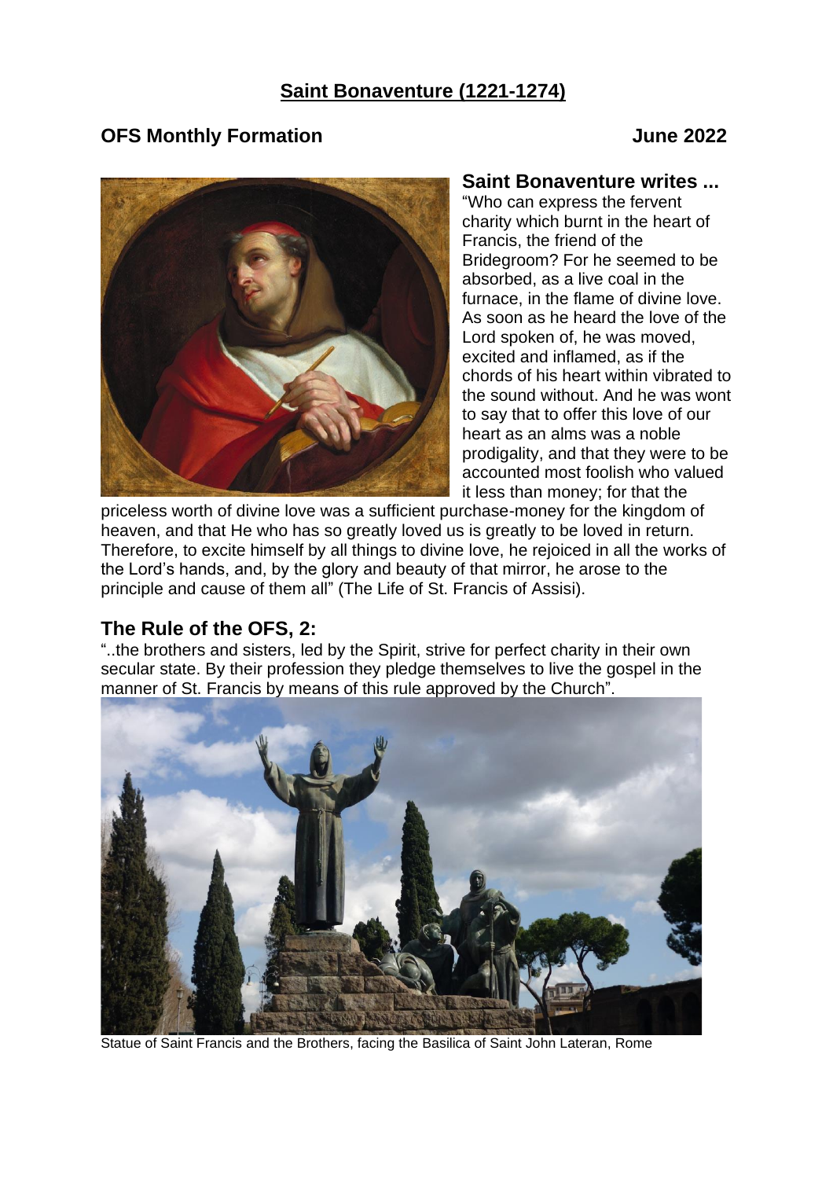# Saint Bonaventure (1221-1274)

**OFS Monthly Formation** **June 2022**

## Saint Bonaventure writes ...

"Who can express the fervent charity which burnt in the heart of Francis, the friend of the Bridegroom? For he seemed to be absorbed, as a live coal in the furnace, in the flame of divine love. As soon as he heard the love of the Lord spoken of, he was moved, excited and inflamed, as if the chords of his heart within vibrated to the sound without. And he was wont to say that to offer this love of our heart as an alms was a noble prodigality, and that they were to be accounted most foolish who valued it less than money; for that the priceless worth of divine love was a sufficient purchase-money for the kingdom of heaven, and that He who has so greatly loved us is greatly to be loved in return. Therefore, to excite himself by all things to divine love, he rejoiced in all the works of the Lord's hands, and, by the glory and beauty of that mirror, he arose to the principle and cause of them all" (The Life of St. Francis of Assisi).

## The Rule of the OFS, 2:

"..the brothers and sisters, led by the Spirit, strive for perfect charity in their own secular state. By their profession they pledge themselves to live the gospel in the manner of St. Francis by means of this rule approved by the Church".

Statue of Saint Francis and the Brothers, facing the Basilica of Saint John Lateran, Rome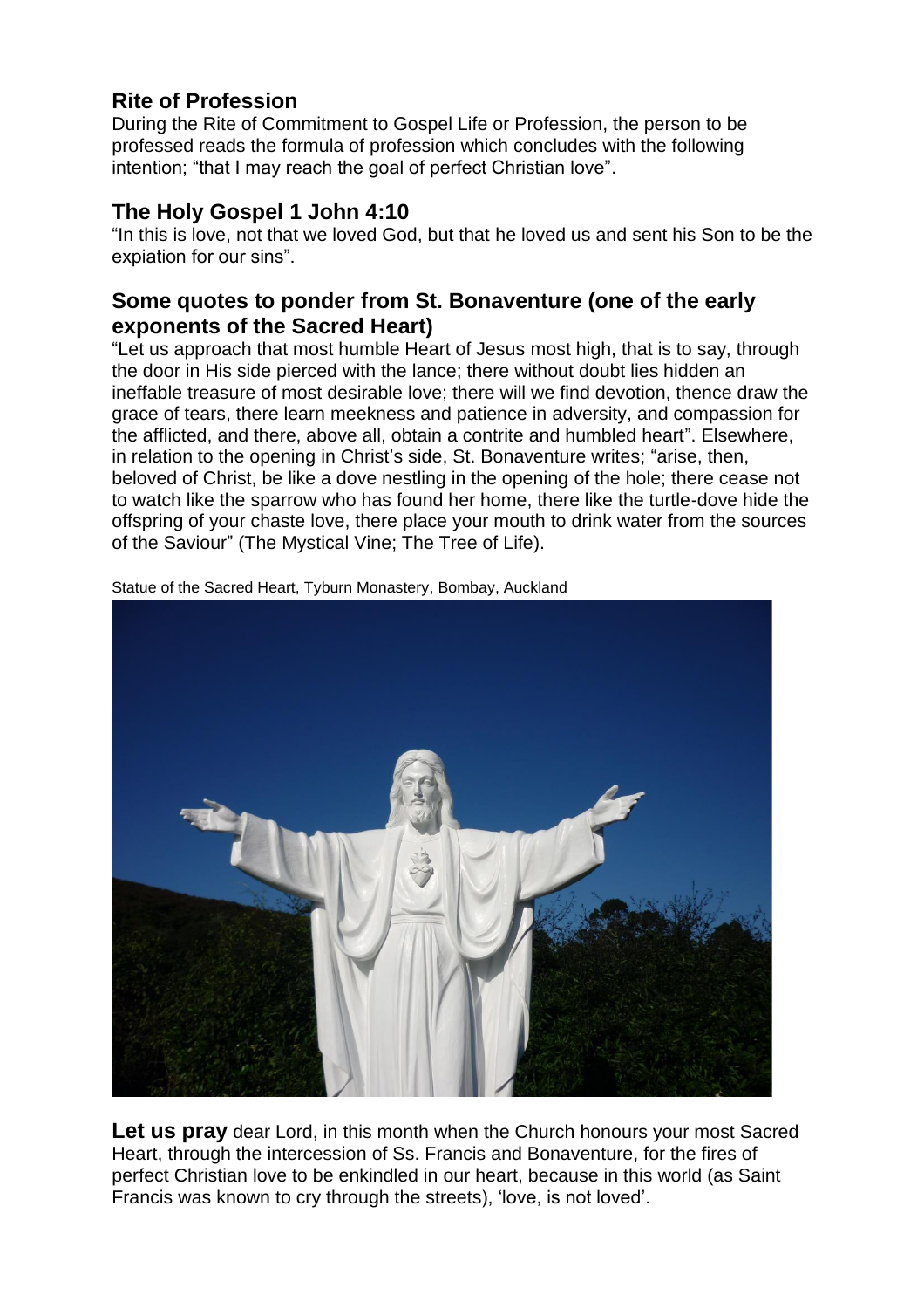## Rite of Profession

During the Rite of Commitment to Gospel Life or Profession, the person to be professed reads the formula of profession which concludes with the following intention; "that I may reach the goal of perfect Christian love".

## The Holy Gospel 1 John 4:10

"In this is love, not that we loved God, but that he loved us and sent his Son to be the expiation for our sins".

## Some quotes to ponder from St. Bonaventure (one of the early exponents of the Sacred Heart)

"Let us approach that most humble Heart of Jesus most high, that is to say, through the door in His side pierced with the lance; there without doubt lies hidden an ineffable treasure of most desirable love; there will we find devotion, thence draw the grace of tears, there learn meekness and patience in adversity, and compassion for the afflicted, and there, above all, obtain a contrite and humbled heart". Elsewhere, in relation to the opening in Christ's side, St. Bonaventure writes; "arise, then, beloved of Christ, be like a dove nestling in the opening of the hole; there cease not to watch like the sparrow who has found her home, there like the turtle-dove hide the offspring of your chaste love, there place your mouth to drink water from the sources of the Saviour" (The Mystical Vine; The Tree of Life).

Statue of the Sacred Heart, Tyburn Monastery, Bombay, Auckland

**Let us pray** dear Lord, in this month when the Church honours your most Sacred Heart, through the intercession of Ss. Francis and Bonaventure, for the fires of perfect Christian love to be enkindled in our heart, because in this world (as Saint Francis was known to cry through the streets), 'love, is not loved'.